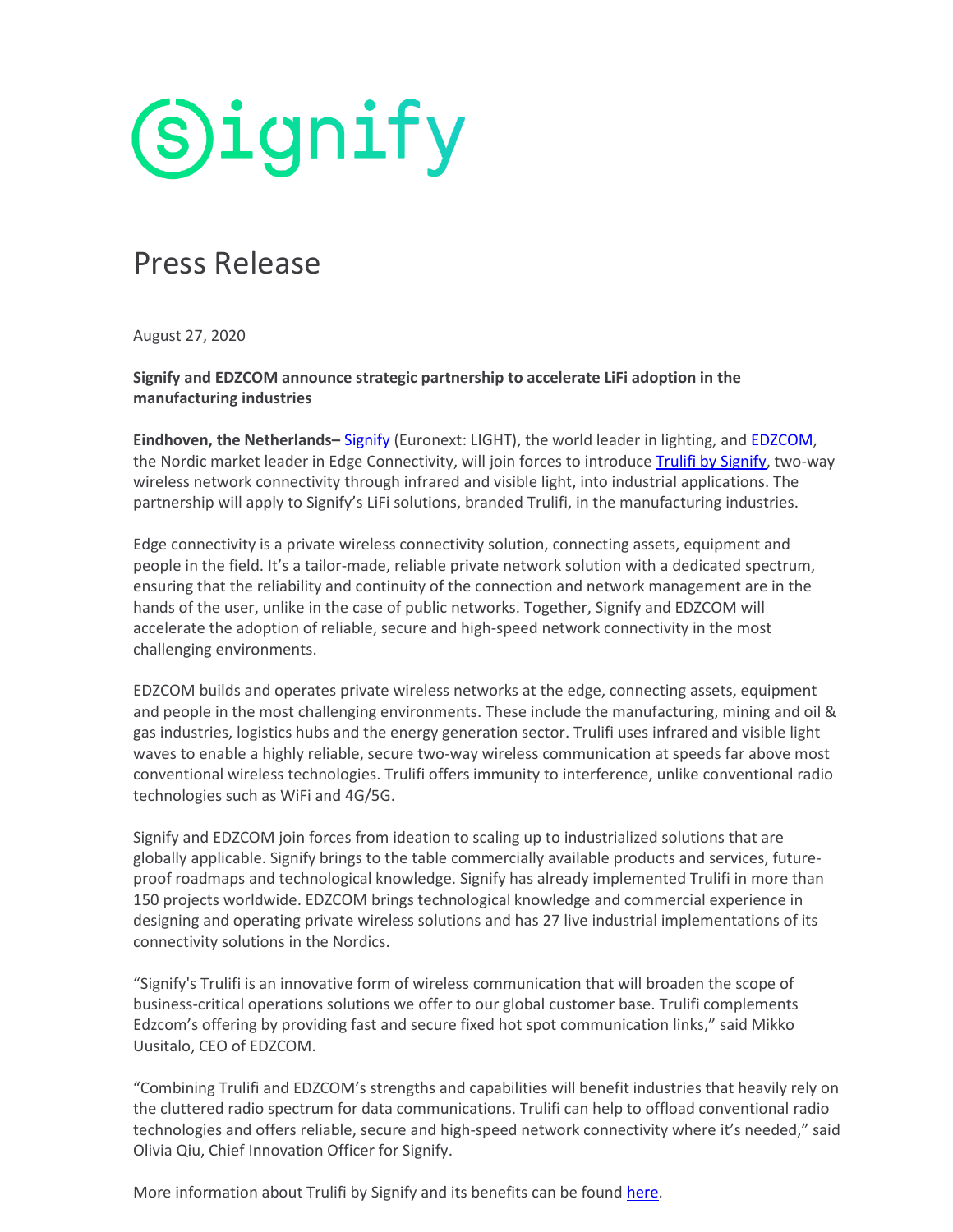# Press Release

August 27, 2020

**Signify and EDZCOM announce strategic partnership to accelerate LiFi adoption in the manufacturing industries**

**Eindhoven, the Netherlands–** Signify (Euronext: LIGHT), the world leader in lighting, and EDZCOM, the Nordic market leader in Edge Connectivity, will join forces to introduce Trulifi by Signify, two-way wireless network connectivity through infrared and visible light, into industrial applications. The partnership will apply to Signify's LiFi solutions, branded Trulifi, in the manufacturing industries.

Edge connectivity is a private wireless connectivity solution, connecting assets, equipment and people in the field. It's a tailor-made, reliable private network solution with a dedicated spectrum, ensuring that the reliability and continuity of the connection and network management are in the hands of the user, unlike in the case of public networks. Together, Signify and EDZCOM will accelerate the adoption of reliable, secure and high-speed network connectivity in the most challenging environments.

EDZCOM builds and operates private wireless networks at the edge, connecting assets, equipment and people in the most challenging environments. These include the manufacturing, mining and oil & gas industries, logistics hubs and the energy generation sector. Trulifi uses infrared and visible light waves to enable a highly reliable, secure two-way wireless communication at speeds far above most conventional wireless technologies. Trulifi offers immunity to interference, unlike conventional radio technologies such as WiFi and 4G/5G.

Signify and EDZCOM join forces from ideation to scaling up to industrialized solutions that are globally applicable. Signify brings to the table commercially available products and services, future-proof roadmaps and technological knowledge. Signify has already implemented Trulifi in more than 150 projects worldwide. EDZCOM brings technological knowledge and commercial experience in designing and operating private wireless solutions and has 27 live industrial implementations of its connectivity solutions in the Nordics.

"Signify's Trulifi is an innovative form of wireless communication that will broaden the scope of business-critical operations solutions we offer to our global customer base. Trulifi complements Edzcom's offering by providing fast and secure fixed hot spot communication links," said Mikko Uusitalo, CEO of EDZCOM.

"Combining Trulifi and EDZCOM's strengths and capabilities will benefit industries that heavily rely on the cluttered radio spectrum for data communications. Trulifi can help to offload conventional radio technologies and offers reliable, secure and high-speed network connectivity where it's needed," said Olivia Qiu, Chief Innovation Officer for Signify.

More information about Trulifi by Signify and its benefits can be found here.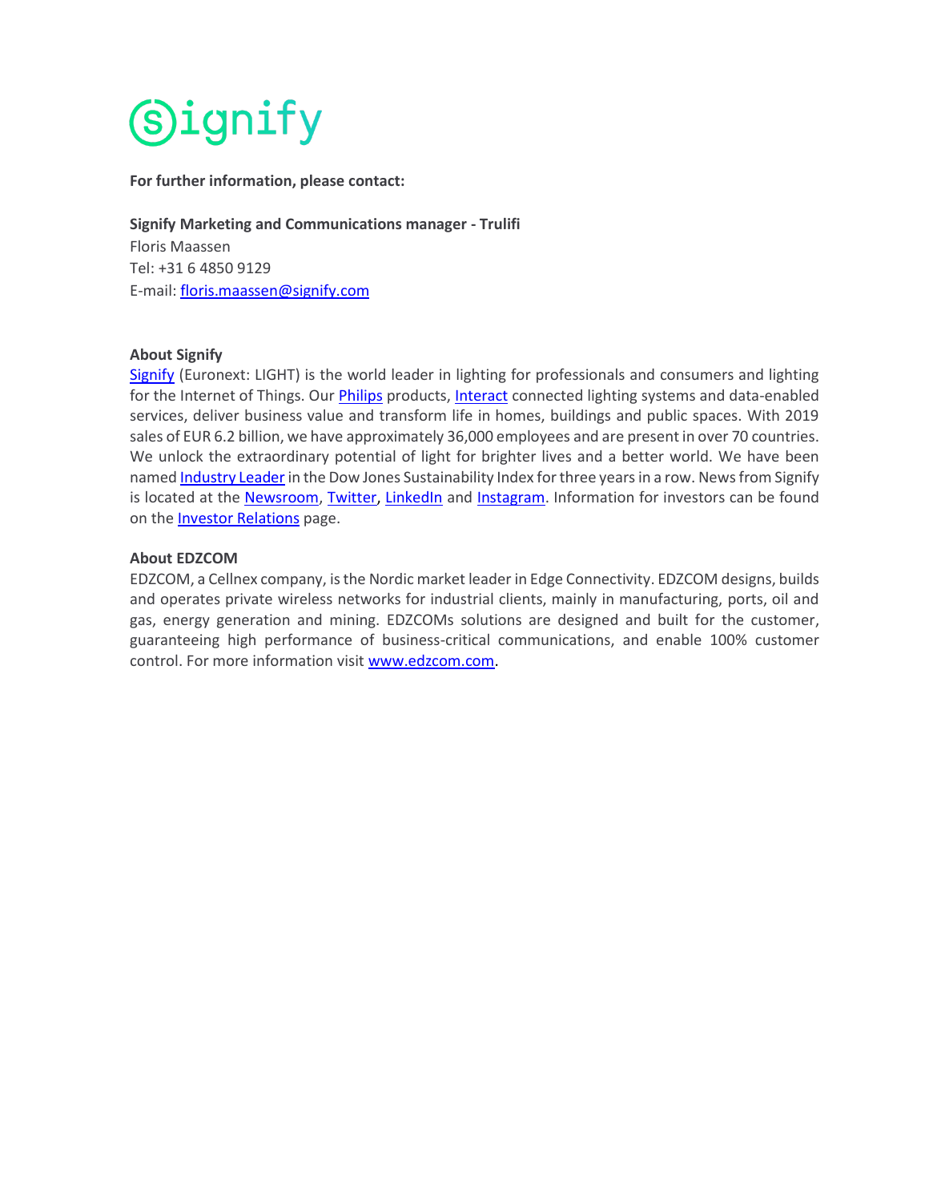signify

**For further information, please contact:**

**Signify Marketing and Communications manager - Trulifi**
Floris Maassen
Tel: +31 6 4850 9129
E-mail: floris.maassen@signify.com

**About Signify**
Signify (Euronext: LIGHT) is the world leader in lighting for professionals and consumers and lighting for the Internet of Things. Our Philips products, Interact connected lighting systems and data-enabled services, deliver business value and transform life in homes, buildings and public spaces. With 2019 sales of EUR 6.2 billion, we have approximately 36,000 employees and are present in over 70 countries. We unlock the extraordinary potential of light for brighter lives and a better world. We have been named Industry Leader in the Dow Jones Sustainability Index for three years in a row. News from Signify is located at the Newsroom, Twitter, LinkedIn and Instagram. Information for investors can be found on the Investor Relations page.

**About EDZCOM**
EDZCOM, a Cellnex company, is the Nordic market leader in Edge Connectivity. EDZCOM designs, builds and operates private wireless networks for industrial clients, mainly in manufacturing, ports, oil and gas, energy generation and mining. EDZCOMs solutions are designed and built for the customer, guaranteeing high performance of business-critical communications, and enable 100% customer control. For more information visit www.edzcom.com.